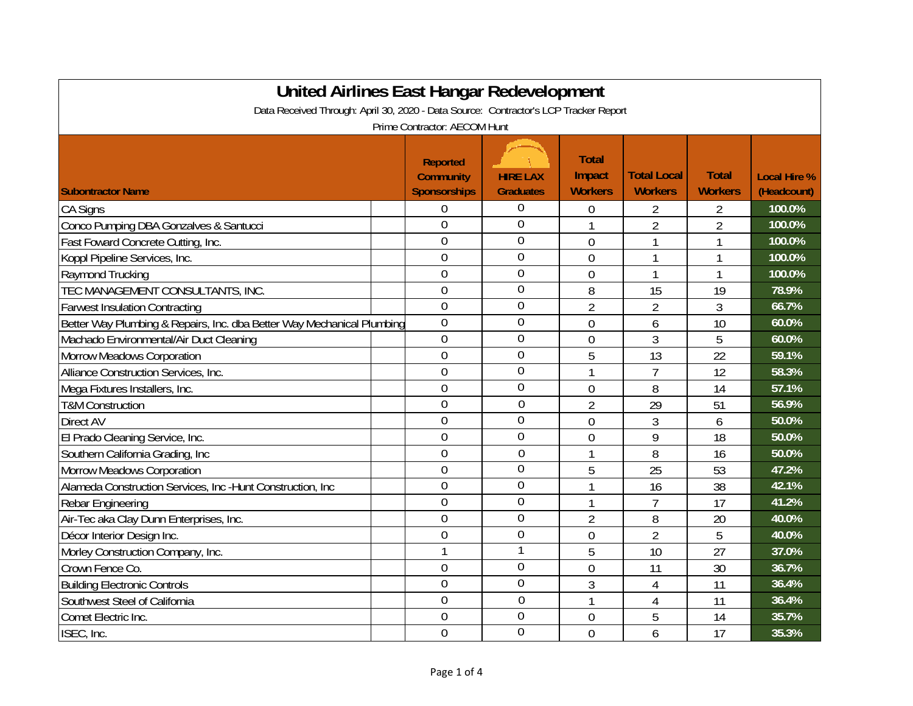# United Airlines East Hangar Redevelopment

Data Received Through: April 30, 2020 - Data Source: Contractor's LCP Tracker Report

Prime Contractor: AECOM Hunt

| Subontractor Name | Reported Community Sponsorships | HIRE LAX Graduates | Total Impact Workers | Total Local Workers | Total Workers | Local Hire % (Headcount) |
|---|---|---|---|---|---|---|
| CA Signs | 0 | 0 | 0 | 2 | 2 | 100.0% |
| Conco Pumping DBA Gonzalves & Santucci | 0 | 0 | 1 | 2 | 2 | 100.0% |
| Fast Foward Concrete Cutting, Inc. | 0 | 0 | 0 | 1 | 1 | 100.0% |
| Koppl Pipeline Services, Inc. | 0 | 0 | 0 | 1 | 1 | 100.0% |
| Raymond Trucking | 0 | 0 | 0 | 1 | 1 | 100.0% |
| TEC MANAGEMENT CONSULTANTS, INC. | 0 | 0 | 8 | 15 | 19 | 78.9% |
| Farwest Insulation Contracting | 0 | 0 | 2 | 2 | 3 | 66.7% |
| Better Way Plumbing & Repairs, Inc. dba Better Way Mechanical Plumbing | 0 | 0 | 0 | 6 | 10 | 60.0% |
| Machado Environmental/Air Duct Cleaning | 0 | 0 | 0 | 3 | 5 | 60.0% |
| Morrow Meadows Corporation | 0 | 0 | 5 | 13 | 22 | 59.1% |
| Alliance Construction Services, Inc. | 0 | 0 | 1 | 7 | 12 | 58.3% |
| Mega Fixtures Installers, Inc. | 0 | 0 | 0 | 8 | 14 | 57.1% |
| T&M Construction | 0 | 0 | 2 | 29 | 51 | 56.9% |
| Direct AV | 0 | 0 | 0 | 3 | 6 | 50.0% |
| El Prado Cleaning Service, Inc. | 0 | 0 | 0 | 9 | 18 | 50.0% |
| Southern California Grading, Inc | 0 | 0 | 1 | 8 | 16 | 50.0% |
| Morrow Meadows Corporation | 0 | 0 | 5 | 25 | 53 | 47.2% |
| Alameda Construction Services, Inc -Hunt Construction, Inc | 0 | 0 | 1 | 16 | 38 | 42.1% |
| Rebar Engineering | 0 | 0 | 1 | 7 | 17 | 41.2% |
| Air-Tec aka Clay Dunn Enterprises, Inc. | 0 | 0 | 2 | 8 | 20 | 40.0% |
| Décor Interior Design Inc. | 0 | 0 | 0 | 2 | 5 | 40.0% |
| Morley Construction Company, Inc. | 1 | 1 | 5 | 10 | 27 | 37.0% |
| Crown Fence Co. | 0 | 0 | 0 | 11 | 30 | 36.7% |
| Building Electronic Controls | 0 | 0 | 3 | 4 | 11 | 36.4% |
| Southwest Steel of California | 0 | 0 | 1 | 4 | 11 | 36.4% |
| Comet Electric Inc. | 0 | 0 | 0 | 5 | 14 | 35.7% |
| ISEC, Inc. | 0 | 0 | 0 | 6 | 17 | 35.3% |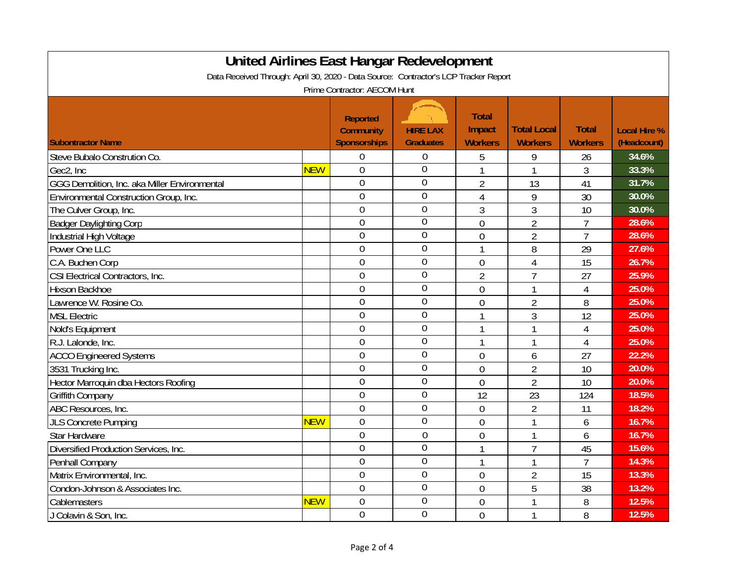# United Airlines East Hangar Redevelopment

Data Received Through: April 30, 2020 - Data Source: Contractor's LCP Tracker Report

Prime Contractor: AECOM Hunt

| Subontractor Name | | Reported Community Sponsorships | HIRE LAX Graduates | Total Impact Workers | Total Local Workers | Total Workers | Local Hire % (Headcount) |
|---|---|---|---|---|---|---|---|
| Steve Bubalo Constrution Co. | | 0 | 0 | 5 | 9 | 26 | 34.6% |
| Gec2, Inc | NEW | 0 | 0 | 1 | 1 | 3 | 33.3% |
| GGG Demolition, Inc. aka Miller Environmental | | 0 | 0 | 2 | 13 | 41 | 31.7% |
| Environmental Construction Group, Inc. | | 0 | 0 | 4 | 9 | 30 | 30.0% |
| The Culver Group, Inc. | | 0 | 0 | 3 | 3 | 10 | 30.0% |
| Badger Daylighting Corp | | 0 | 0 | 0 | 2 | 7 | 28.6% |
| Industrial High Voltage | | 0 | 0 | 0 | 2 | 7 | 28.6% |
| Power One LLC | | 0 | 0 | 1 | 8 | 29 | 27.6% |
| C.A. Buchen Corp | | 0 | 0 | 0 | 4 | 15 | 26.7% |
| CSI Electrical Contractors, Inc. | | 0 | 0 | 2 | 7 | 27 | 25.9% |
| Hixson Backhoe | | 0 | 0 | 0 | 1 | 4 | 25.0% |
| Lawrence W. Rosine Co. | | 0 | 0 | 0 | 2 | 8 | 25.0% |
| MSL Electric | | 0 | 0 | 1 | 3 | 12 | 25.0% |
| Nold's Equipment | | 0 | 0 | 1 | 1 | 4 | 25.0% |
| R.J. Lalonde, Inc. | | 0 | 0 | 1 | 1 | 4 | 25.0% |
| ACCO Engineered Systems | | 0 | 0 | 0 | 6 | 27 | 22.2% |
| 3531 Trucking Inc. | | 0 | 0 | 0 | 2 | 10 | 20.0% |
| Hector Marroquin dba Hectors Roofing | | 0 | 0 | 0 | 2 | 10 | 20.0% |
| Griffith Company | | 0 | 0 | 12 | 23 | 124 | 18.5% |
| ABC Resources, Inc. | | 0 | 0 | 0 | 2 | 11 | 18.2% |
| JLS Concrete Pumping | NEW | 0 | 0 | 0 | 1 | 6 | 16.7% |
| Star Hardware | | 0 | 0 | 0 | 1 | 6 | 16.7% |
| Diversified Production Services, Inc. | | 0 | 0 | 1 | 7 | 45 | 15.6% |
| Penhall Company | | 0 | 0 | 1 | 1 | 7 | 14.3% |
| Matrix Environmental, Inc. | | 0 | 0 | 0 | 2 | 15 | 13.3% |
| Condon-Johnson & Associates Inc. | | 0 | 0 | 0 | 5 | 38 | 13.2% |
| Cablemasters | NEW | 0 | 0 | 0 | 1 | 8 | 12.5% |
| J Colavin & Son, Inc. | | 0 | 0 | 0 | 1 | 8 | 12.5% |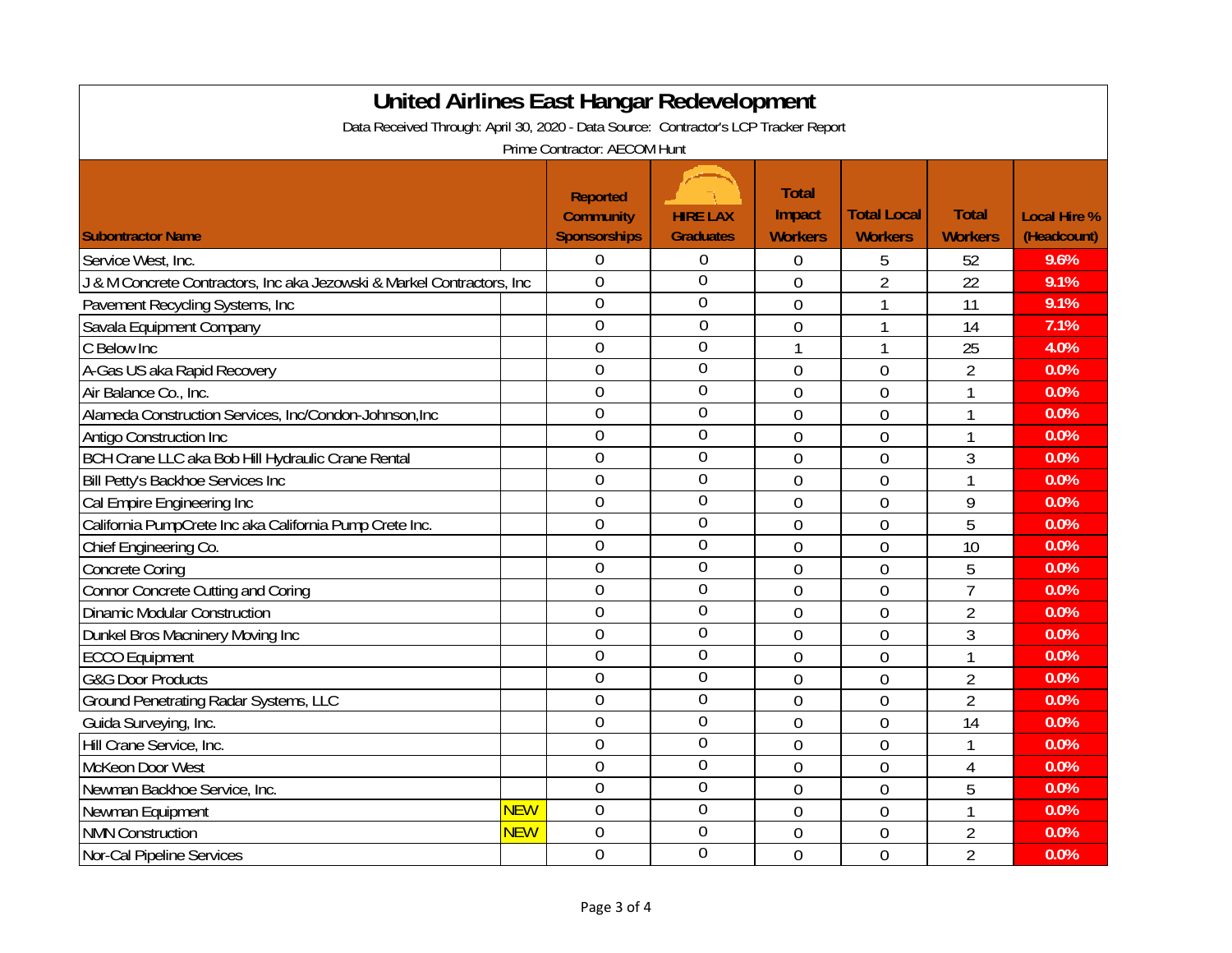# United Airlines East Hangar Redevelopment

Data Received Through: April 30, 2020 - Data Source: Contractor's LCP Tracker Report

Prime Contractor: AECOM Hunt

| Subontractor Name | | Reported Community Sponsorships | HIRE LAX Graduates | Total Impact Workers | Total Local Workers | Total Workers | Local Hire % (Headcount) |
|---|---|---|---|---|---|---|---|
| Service West, Inc. | | 0 | 0 | 0 | 5 | 52 | 9.6% |
| J & M Concrete Contractors, Inc aka Jezowski & Markel Contractors, Inc | | 0 | 0 | 0 | 2 | 22 | 9.1% |
| Pavement Recycling Systems, Inc | | 0 | 0 | 0 | 1 | 11 | 9.1% |
| Savala Equipment Company | | 0 | 0 | 0 | 1 | 14 | 7.1% |
| C Below Inc | | 0 | 0 | 1 | 1 | 25 | 4.0% |
| A-Gas US aka Rapid Recovery | | 0 | 0 | 0 | 0 | 2 | 0.0% |
| Air Balance Co., Inc. | | 0 | 0 | 0 | 0 | 1 | 0.0% |
| Alameda Construction Services, Inc/Condon-Johnson,Inc | | 0 | 0 | 0 | 0 | 1 | 0.0% |
| Antigo Construction Inc | | 0 | 0 | 0 | 0 | 1 | 0.0% |
| BCH Crane LLC aka Bob Hill Hydraulic Crane Rental | | 0 | 0 | 0 | 0 | 3 | 0.0% |
| Bill Petty's Backhoe Services Inc | | 0 | 0 | 0 | 0 | 1 | 0.0% |
| Cal Empire Engineering Inc | | 0 | 0 | 0 | 0 | 9 | 0.0% |
| California PumpCrete Inc aka California Pump Crete Inc. | | 0 | 0 | 0 | 0 | 5 | 0.0% |
| Chief Engineering Co. | | 0 | 0 | 0 | 0 | 10 | 0.0% |
| Concrete Coring | | 0 | 0 | 0 | 0 | 5 | 0.0% |
| Connor Concrete Cutting and Coring | | 0 | 0 | 0 | 0 | 7 | 0.0% |
| Dinamic Modular Construction | | 0 | 0 | 0 | 0 | 2 | 0.0% |
| Dunkel Bros Macninery Moving Inc | | 0 | 0 | 0 | 0 | 3 | 0.0% |
| ECCO Equipment | | 0 | 0 | 0 | 0 | 1 | 0.0% |
| G&G Door Products | | 0 | 0 | 0 | 0 | 2 | 0.0% |
| Ground Penetrating Radar Systems, LLC | | 0 | 0 | 0 | 0 | 2 | 0.0% |
| Guida Surveying, Inc. | | 0 | 0 | 0 | 0 | 14 | 0.0% |
| Hill Crane Service, Inc. | | 0 | 0 | 0 | 0 | 1 | 0.0% |
| McKeon Door West | | 0 | 0 | 0 | 0 | 4 | 0.0% |
| Newman Backhoe Service, Inc. | | 0 | 0 | 0 | 0 | 5 | 0.0% |
| Newman Equipment | NEW | 0 | 0 | 0 | 0 | 1 | 0.0% |
| NMN Construction | NEW | 0 | 0 | 0 | 0 | 2 | 0.0% |
| Nor-Cal Pipeline Services | | 0 | 0 | 0 | 0 | 2 | 0.0% |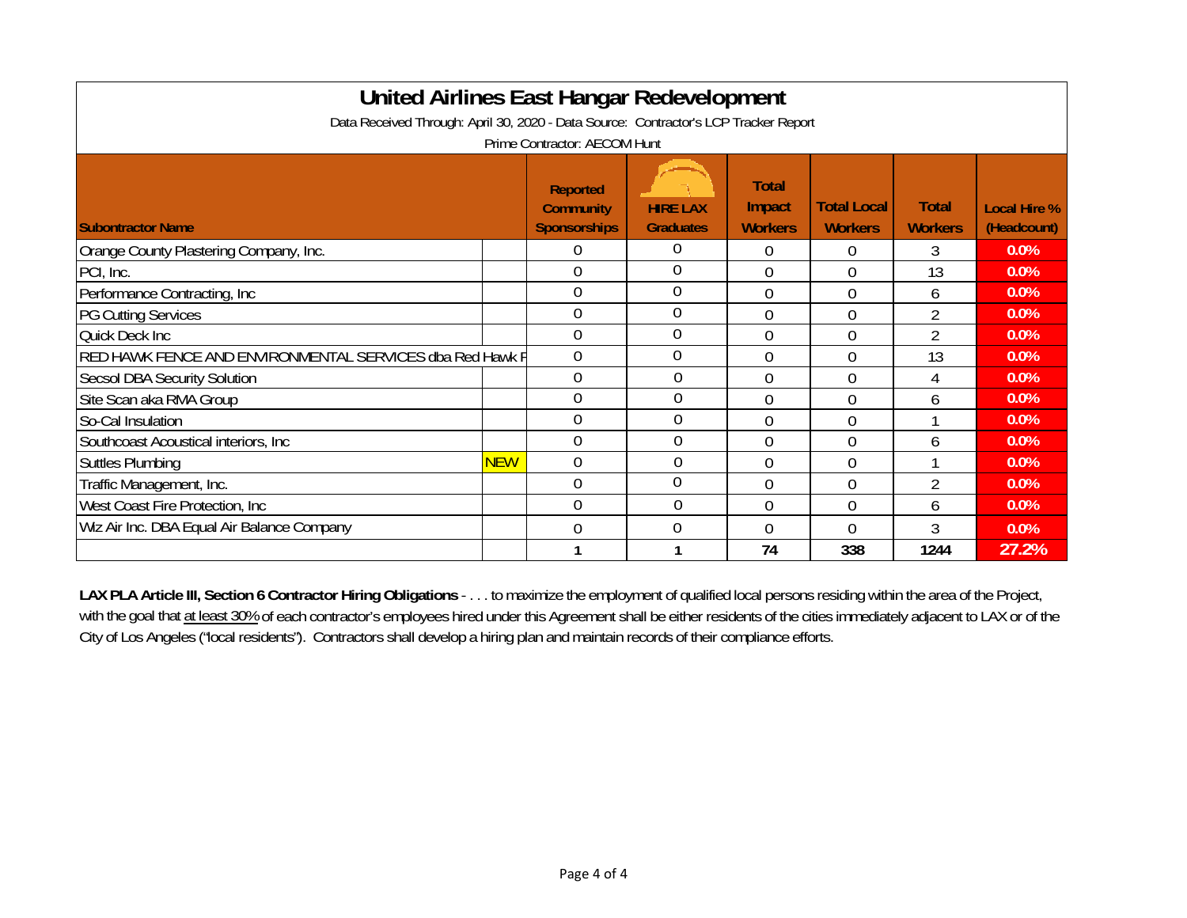# United Airlines East Hangar Redevelopment

Data Received Through: April 30, 2020 - Data Source: Contractor's LCP Tracker Report

Prime Contractor: AECOM Hunt

| Subontractor Name | | Reported Community Sponsorships | HIRE LAX Graduates | Total Impact Workers | Total Local Workers | Total Workers | Local Hire % (Headcount) |
|---|---|---|---|---|---|---|---|
| Orange County Plastering Company, Inc. | | 0 | 0 | 0 | 0 | 3 | 0.0% |
| PCI, Inc. | | 0 | 0 | 0 | 0 | 13 | 0.0% |
| Performance Contracting, Inc | | 0 | 0 | 0 | 0 | 6 | 0.0% |
| PG Cutting Services | | 0 | 0 | 0 | 0 | 2 | 0.0% |
| Quick Deck Inc | | 0 | 0 | 0 | 0 | 2 | 0.0% |
| RED HAWK FENCE AND ENVIRONMENTAL SERVICES dba Red Hawk F | | 0 | 0 | 0 | 0 | 13 | 0.0% |
| Secsol DBA Security Solution | | 0 | 0 | 0 | 0 | 4 | 0.0% |
| Site Scan aka RMA Group | | 0 | 0 | 0 | 0 | 6 | 0.0% |
| So-Cal Insulation | | 0 | 0 | 0 | 0 | 1 | 0.0% |
| Southcoast Acoustical interiors, Inc | | 0 | 0 | 0 | 0 | 6 | 0.0% |
| Suttles Plumbing | NEW | 0 | 0 | 0 | 0 | 1 | 0.0% |
| Traffic Management, Inc. | | 0 | 0 | 0 | 0 | 2 | 0.0% |
| West Coast Fire Protection, Inc | | 0 | 0 | 0 | 0 | 6 | 0.0% |
| Wiz Air Inc. DBA Equal Air Balance Company | | 0 | 0 | 0 | 0 | 3 | 0.0% |
| | | 1 | 1 | 74 | 338 | 1244 | 27.2% |

**LAX PLA Article III, Section 6 Contractor Hiring Obligations** - . . . to maximize the employment of qualified local persons residing within the area of the Project, with the goal that at least 30% of each contractor's employees hired under this Agreement shall be either residents of the cities immediately adjacent to LAX or of the City of Los Angeles ("local residents"). Contractors shall develop a hiring plan and maintain records of their compliance efforts.